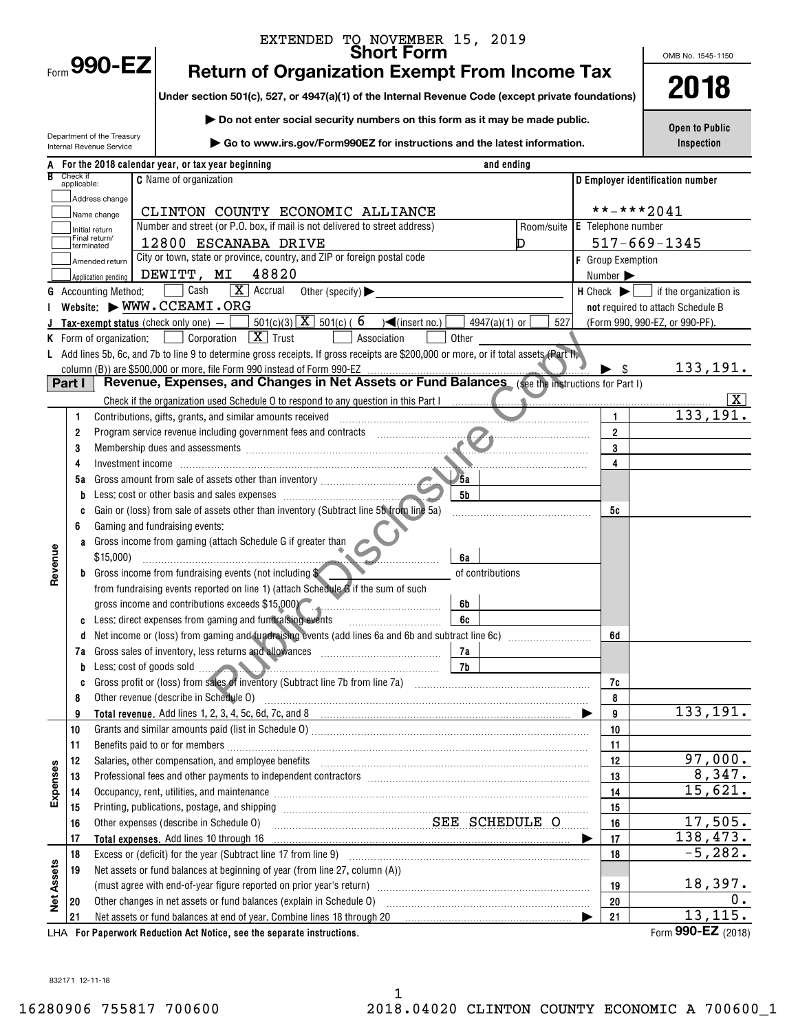EXTENDED TO NOVEMBER 15, 2019

Form **990-EZ**

# Short Form
# Return of Organization Exempt From Income Tax

**Under section 501(c), 527, or 4947(a)(1) of the Internal Revenue Code (except private foundations)**

▶ Do not enter social security numbers on this form as it may be made public.

▶ Go to www.irs.gov/Form990EZ for instructions and the latest information.

Department of the Treasury
Internal Revenue Service

OMB No. 1545-1150

**2018**

**Open to Public Inspection**

**A** For the 2018 calendar year, or tax year beginning and ending

**B** Check if applicable:
- Address change
- Name change
- Initial return
- Final return/terminated
- Amended return
- Application pending

**C** Name of organization: CLINTON COUNTY ECONOMIC ALLIANCE

Number and street (or P.O. box, if mail is not delivered to street address): 12800 ESCANABA DRIVE — Room/suite: D

City or town, state or province, country, and ZIP or foreign postal code: DEWITT, MI 48820

**D** Employer identification number: **-***2041

**E** Telephone number: 517-669-1345

**F** Group Exemption Number ▶

**G** Accounting Method: ☐ Cash ☒ Accrual ☐ Other (specify) ▶

**H** Check ▶ ☐ if the organization is **not** required to attach Schedule B (Form 990, 990-EZ, or 990-PF).

**I** Website: ▶ WWW.CCEAMI.ORG

**J** Tax-exempt status (check only one) — ☐ 501(c)(3) ☒ 501(c) ( 6 ) ◀(insert no.) ☐ 4947(a)(1) or ☐ 527

**K** Form of organization: ☐ Corporation ☒ Trust ☐ Association ☐ Other

**L** Add lines 5b, 6c, and 7b to line 9 to determine gross receipts. If gross receipts are $200,000 or more, or if total assets (Part II, column (B)) are $500,000 or more, file Form 990 instead of Form 990-EZ ▶ $ 133,191.

## Part I Revenue, Expenses, and Changes in Net Assets or Fund Balances (see the instructions for Part I)

Check if the organization used Schedule O to respond to any question in this Part I ☒

| | Line | Description | | | Line | Amount |
|---|---|---|---|---|---|---|
| Revenue | 1 | Contributions, gifts, grants, and similar amounts received | | | 1 | 133,191. |
| | 2 | Program service revenue including government fees and contracts | | | 2 | |
| | 3 | Membership dues and assessments | | | 3 | |
| | 4 | Investment income | | | 4 | |
| | 5a | Gross amount from sale of assets other than inventory | 5a | | | |
| | b | Less: cost or other basis and sales expenses | 5b | | | |
| | c | Gain or (loss) from sale of assets other than inventory (Subtract line 5b from line 5a) | | | 5c | |
| | 6 | Gaming and fundraising events: | | | | |
| | a | Gross income from gaming (attach Schedule G if greater than $15,000) | 6a | | | |
| | b | Gross income from fundraising events (not including $ of contributions from fundraising events reported on line 1) (attach Schedule G if the sum of such gross income and contributions exceeds $15,000) | 6b | | | |
| | c | Less: direct expenses from gaming and fundraising events | 6c | | | |
| | d | Net income or (loss) from gaming and fundraising events (add lines 6a and 6b and subtract line 6c) | | | 6d | |
| | 7a | Gross sales of inventory, less returns and allowances | 7a | | | |
| | b | Less: cost of goods sold | 7b | | | |
| | c | Gross profit or (loss) from sales of inventory (Subtract line 7b from line 7a) | | | 7c | |
| | 8 | Other revenue (describe in Schedule O) | | | 8 | |
| | 9 | **Total revenue.** Add lines 1, 2, 3, 4, 5c, 6d, 7c, and 8 ▶ | | | 9 | 133,191. |
| Expenses | 10 | Grants and similar amounts paid (list in Schedule O) | | | 10 | |
| | 11 | Benefits paid to or for members | | | 11 | |
| | 12 | Salaries, other compensation, and employee benefits | | | 12 | 97,000. |
| | 13 | Professional fees and other payments to independent contractors | | | 13 | 8,347. |
| | 14 | Occupancy, rent, utilities, and maintenance | | | 14 | 15,621. |
| | 15 | Printing, publications, postage, and shipping | | | 15 | |
| | 16 | Other expenses (describe in Schedule O) SEE SCHEDULE O | | | 16 | 17,505. |
| | 17 | **Total expenses.** Add lines 10 through 16 ▶ | | | 17 | 138,473. |
| Net Assets | 18 | Excess or (deficit) for the year (Subtract line 17 from line 9) | | | 18 | -5,282. |
| | 19 | Net assets or fund balances at beginning of year (from line 27, column (A)) (must agree with end-of-year figure reported on prior year's return) | | | 19 | 18,397. |
| | 20 | Other changes in net assets or fund balances (explain in Schedule O) | | | 20 | 0. |
| | 21 | Net assets or fund balances at end of year. Combine lines 18 through 20 ▶ | | | 21 | 13,115. |

LHA **For Paperwork Reduction Act Notice, see the separate instructions.** Form **990-EZ** (2018)

832171 12-11-18

16280906 755817 700600 2018.04020 CLINTON COUNTY ECONOMIC A 700600_1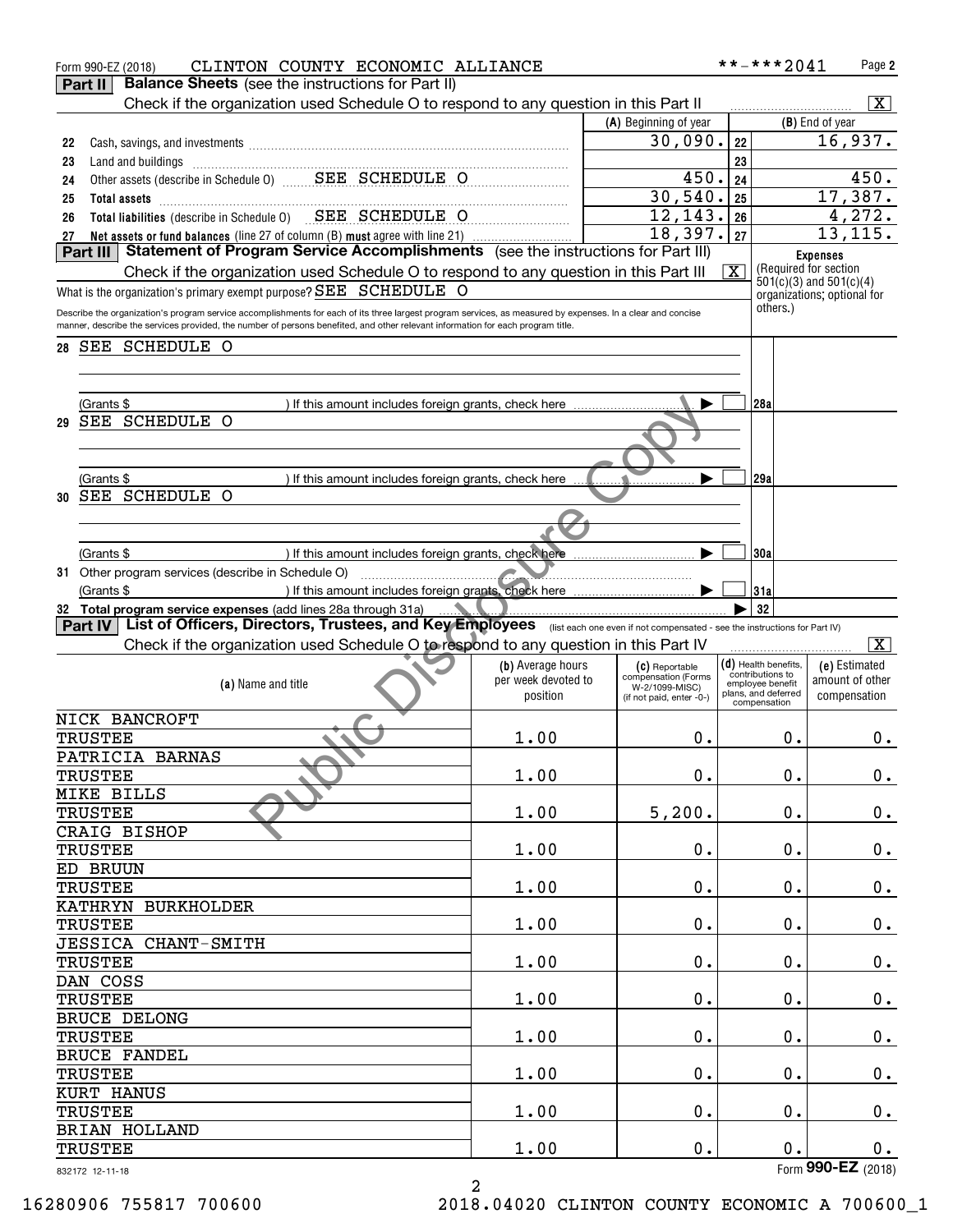Form 990-EZ (2018) CLINTON COUNTY ECONOMIC ALLIANCE **-***2041

## Part II Balance Sheets (see the instructions for Part II)

Check if the organization used Schedule O to respond to any question in this Part II [X]

| | | (A) Beginning of year | | (B) End of year |
|---|---|---|---|---|
| 22 | Cash, savings, and investments | 30,090. | 22 | 16,937. |
| 23 | Land and buildings | | 23 | |
| 24 | Other assets (describe in Schedule O) SEE SCHEDULE O | 450. | 24 | 450. |
| 25 | **Total assets** | 30,540. | 25 | 17,387. |
| 26 | **Total liabilities** (describe in Schedule O) SEE SCHEDULE O | 12,143. | 26 | 4,272. |
| 27 | **Net assets or fund balances** (line 27 of column (B) **must** agree with line 21) | 18,397. | 27 | 13,115. |

## Part III Statement of Program Service Accomplishments (see the instructions for Part III)

Check if the organization used Schedule O to respond to any question in this Part III [X]

**Expenses** (Required for section 501(c)(3) and 501(c)(4) organizations; optional for others.)

What is the organization's primary exempt purpose? SEE SCHEDULE O

Describe the organization's program service accomplishments for each of its three largest program services, as measured by expenses. In a clear and concise manner, describe the services provided, the number of persons benefited, and other relevant information for each program title.

28 SEE SCHEDULE O

(Grants $ ) If this amount includes foreign grants, check here [ ] 28a

29 SEE SCHEDULE O

(Grants $ ) If this amount includes foreign grants, check here [ ] 29a

30 SEE SCHEDULE O

(Grants $ ) If this amount includes foreign grants, check here [ ] 30a

31 Other program services (describe in Schedule O)

(Grants $ ) If this amount includes foreign grants, check here [ ] 31a

32 **Total program service expenses** (add lines 28a through 31a) 32

## Part IV List of Officers, Directors, Trustees, and Key Employees (list each one even if not compensated - see the instructions for Part IV)

Check if the organization used Schedule O to respond to any question in this Part IV [X]

| (a) Name and title | (b) Average hours per week devoted to position | (c) Reportable compensation (Forms W-2/1099-MISC) (if not paid, enter -0-) | (d) Health benefits, contributions to employee benefit plans, and deferred compensation | (e) Estimated amount of other compensation |
|---|---|---|---|---|
| NICK BANCROFT<br>TRUSTEE | 1.00 | 0. | 0. | 0. |
| PATRICIA BARNAS<br>TRUSTEE | 1.00 | 0. | 0. | 0. |
| MIKE BILLS<br>TRUSTEE | 1.00 | 5,200. | 0. | 0. |
| CRAIG BISHOP<br>TRUSTEE | 1.00 | 0. | 0. | 0. |
| ED BRUUN<br>TRUSTEE | 1.00 | 0. | 0. | 0. |
| KATHRYN BURKHOLDER<br>TRUSTEE | 1.00 | 0. | 0. | 0. |
| JESSICA CHANT-SMITH<br>TRUSTEE | 1.00 | 0. | 0. | 0. |
| DAN COSS<br>TRUSTEE | 1.00 | 0. | 0. | 0. |
| BRUCE DELONG<br>TRUSTEE | 1.00 | 0. | 0. | 0. |
| BRUCE FANDEL<br>TRUSTEE | 1.00 | 0. | 0. | 0. |
| KURT HANUS<br>TRUSTEE | 1.00 | 0. | 0. | 0. |
| BRIAN HOLLAND<br>TRUSTEE | 1.00 | 0. | 0. | 0. |

832172 12-11-18 Form **990-EZ** (2018)

16280906 755817 700600 2018.04020 CLINTON COUNTY ECONOMIC A 700600_1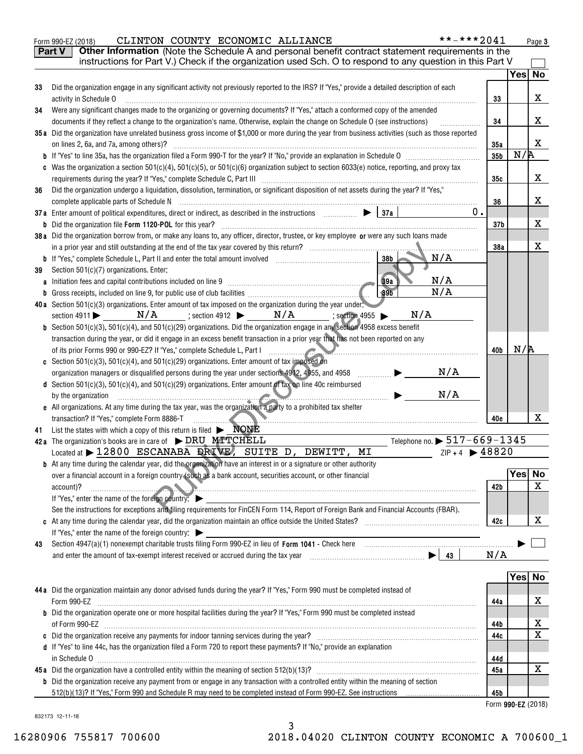Form 990-EZ (2018) CLINTON COUNTY ECONOMIC ALLIANCE **-***2041 Page 3

**Part V** **Other Information** (Note the Schedule A and personal benefit contract statement requirements in the instructions for Part V.) Check if the organization used Sch. O to respond to any question in this Part V ☐

| | | | Yes | No |
|---|---|---|---|---|
| **33** | Did the organization engage in any significant activity not previously reported to the IRS? If "Yes," provide a detailed description of each activity in Schedule O | 33 | | X |
| **34** | Were any significant changes made to the organizing or governing documents? If "Yes," attach a conformed copy of the amended documents if they reflect a change to the organization's name. Otherwise, explain the change on Schedule O (see instructions) | 34 | | X |
| **35a** | Did the organization have unrelated business gross income of $1,000 or more during the year from business activities (such as those reported on lines 2, 6a, and 7a, among others)? | 35a | | X |
| **b** | If "Yes" to line 35a, has the organization filed a Form 990-T for the year? If "No," provide an explanation in Schedule O | 35b | N/A | |
| **c** | Was the organization a section 501(c)(4), 501(c)(5), or 501(c)(6) organization subject to section 6033(e) notice, reporting, and proxy tax requirements during the year? If "Yes," complete Schedule C, Part III | 35c | | X |
| **36** | Did the organization undergo a liquidation, dissolution, termination, or significant disposition of net assets during the year? If "Yes," complete applicable parts of Schedule N | 36 | | X |
| **37a** | Enter amount of political expenditures, direct or indirect, as described in the instructions ▶ 37a 0. | | | |
| **b** | Did the organization file Form 1120-POL for this year? | 37b | | X |
| **38a** | Did the organization borrow from, or make any loans to, any officer, director, trustee, or key employee **or** were any such loans made in a prior year and still outstanding at the end of the tax year covered by this return? | 38a | | X |
| **b** | If "Yes," complete Schedule L, Part II and enter the total amount involved 38b N/A | | | |
| **39** | Section 501(c)(7) organizations. Enter: | | | |
| **a** | Initiation fees and capital contributions included on line 9 39a N/A | | | |
| **b** | Gross receipts, included on line 9, for public use of club facilities 39b N/A | | | |
| **40a** | Section 501(c)(3) organizations. Enter amount of tax imposed on the organization during the year under: section 4911 ▶ N/A ; section 4912 ▶ N/A ; section 4955 ▶ N/A | | | |
| **b** | Section 501(c)(3), 501(c)(4), and 501(c)(29) organizations. Did the organization engage in any section 4958 excess benefit transaction during the year, or did it engage in an excess benefit transaction in a prior year that has not been reported on any of its prior Forms 990 or 990-EZ? If "Yes," complete Schedule L, Part I | 40b | N/A | |
| **c** | Section 501(c)(3), 501(c)(4), and 501(c)(29) organizations. Enter amount of tax imposed on organization managers or disqualified persons during the year under sections 4912, 4955, and 4958 ▶ N/A | | | |
| **d** | Section 501(c)(3), 501(c)(4), and 501(c)(29) organizations. Enter amount of tax on line 40c reimbursed by the organization ▶ N/A | | | |
| **e** | All organizations. At any time during the tax year, was the organization a party to a prohibited tax shelter transaction? If "Yes," complete Form 8886-T | 40e | | X |
| **41** | List the states with which a copy of this return is filed ▶ NONE | | | |
| **42a** | The organization's books are in care of ▶ DRU MITCHELL Telephone no. ▶ 517-669-1345<br>Located at ▶ 12800 ESCANABA DRIVE, SUITE D, DEWITT, MI ZIP + 4 ▶ 48820 | | | |
| **b** | At any time during the calendar year, did the organization have an interest in or a signature or other authority over a financial account in a foreign country (such as a bank account, securities account, or other financial account)? | 42b | | X |
| | If "Yes," enter the name of the foreign country: ▶<br>See the instructions for exceptions and filing requirements for FinCEN Form 114, Report of Foreign Bank and Financial Accounts (FBAR). | | | |
| **c** | At any time during the calendar year, did the organization maintain an office outside the United States? | 42c | | X |
| | If "Yes," enter the name of the foreign country: ▶ | | | |
| **43** | Section 4947(a)(1) nonexempt charitable trusts filing Form 990-EZ in lieu of **Form 1041** - Check here ▶ ☐<br>and enter the amount of tax-exempt interest received or accrued during the tax year ▶ 43 N/A | | | |
| **44a** | Did the organization maintain any donor advised funds during the year? If "Yes," Form 990 must be completed instead of Form 990-EZ | 44a | | X |
| **b** | Did the organization operate one or more hospital facilities during the year? If "Yes," Form 990 must be completed instead of Form 990-EZ | 44b | | X |
| **c** | Did the organization receive any payments for indoor tanning services during the year? | 44c | | X |
| **d** | If "Yes" to line 44c, has the organization filed a Form 720 to report these payments? If "No," provide an explanation in Schedule O | 44d | | |
| **45a** | Did the organization have a controlled entity within the meaning of section 512(b)(13)? | 45a | | X |
| **b** | Did the organization receive any payment from or engage in any transaction with a controlled entity within the meaning of section 512(b)(13)? If "Yes," Form 990 and Schedule R may need to be completed instead of Form 990-EZ. See instructions | 45b | | |

Form **990-EZ** (2018)

832173 12-11-18

16280906 755817 700600 2018.04020 CLINTON COUNTY ECONOMIC A 700600_1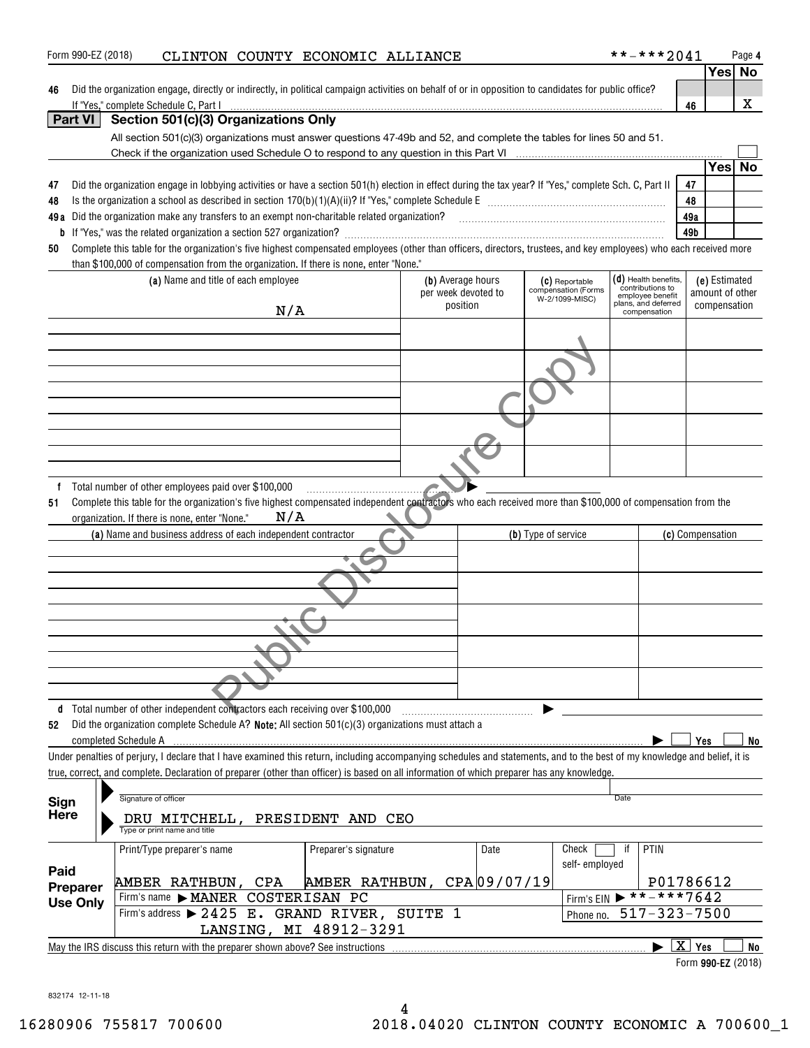Form 990-EZ (2018) CLINTON COUNTY ECONOMIC ALLIANCE **-***2041

| | | | Yes | No |
|---|---|---|---|---|
| **46** | Did the organization engage, directly or indirectly, in political campaign activities on behalf of or in opposition to candidates for public office? If "Yes," complete Schedule C, Part I | 46 | | X |

## Part VI Section 501(c)(3) Organizations Only

All section 501(c)(3) organizations must answer questions 47-49b and 52, and complete the tables for lines 50 and 51.

Check if the organization used Schedule O to respond to any question in this Part VI ☐

| | | | Yes | No |
|---|---|---|---|---|
| **47** | Did the organization engage in lobbying activities or have a section 501(h) election in effect during the tax year? If "Yes," complete Sch. C, Part II | 47 | | |
| **48** | Is the organization a school as described in section 170(b)(1)(A)(ii)? If "Yes," complete Schedule E | 48 | | |
| **49a** | Did the organization make any transfers to an exempt non-charitable related organization? | 49a | | |
| **b** | If "Yes," was the related organization a section 527 organization? | 49b | | |

**50** Complete this table for the organization's five highest compensated employees (other than officers, directors, trustees, and key employees) who each received more than $100,000 of compensation from the organization. If there is none, enter "None."

| (a) Name and title of each employee | (b) Average hours per week devoted to position | (c) Reportable compensation (Forms W-2/1099-MISC) | (d) Health benefits, contributions to employee benefit plans, and deferred compensation | (e) Estimated amount of other compensation |
|---|---|---|---|---|
| N/A | | | | |
| | | | | |
| | | | | |
| | | | | |
| | | | | |

**f** Total number of other employees paid over $100,000 ▶

**51** Complete this table for the organization's five highest compensated independent contractors who each received more than $100,000 of compensation from the organization. If there is none, enter "None." N/A

| (a) Name and business address of each independent contractor | (b) Type of service | (c) Compensation |
|---|---|---|
| | | |
| | | |
| | | |
| | | |
| | | |

**d** Total number of other independent contractors each receiving over $100,000 ▶

**52** Did the organization complete Schedule A? **Note:** All section 501(c)(3) organizations must attach a completed Schedule A ▶ ☐ Yes ☐ No

Under penalties of perjury, I declare that I have examined this return, including accompanying schedules and statements, and to the best of my knowledge and belief, it is true, correct, and complete. Declaration of preparer (other than officer) is based on all information of which preparer has any knowledge.

**Sign Here**

Signature of officer ___ Date ___

DRU MITCHELL, PRESIDENT AND CEO
Type or print name and title

| **Paid Preparer Use Only** | Print/Type preparer's name | Preparer's signature | Date | Check ☐ if self-employed | PTIN |
|---|---|---|---|---|---|
| | AMBER RATHBUN, CPA | AMBER RATHBUN, CPA | 09/07/19 | | P01786612 |
| | Firm's name ▶ MANER COSTERISAN PC | | | Firm's EIN ▶ **-***7642 | |
| | Firm's address ▶ 2425 E. GRAND RIVER, SUITE 1, LANSING, MI 48912-3291 | | | Phone no. 517-323-7500 | |

May the IRS discuss this return with the preparer shown above? See instructions ▶ ☒ Yes ☐ No

Form **990-EZ** (2018)

832174 12-11-18

16280906 755817 700600 2018.04020 CLINTON COUNTY ECONOMIC A 700600_1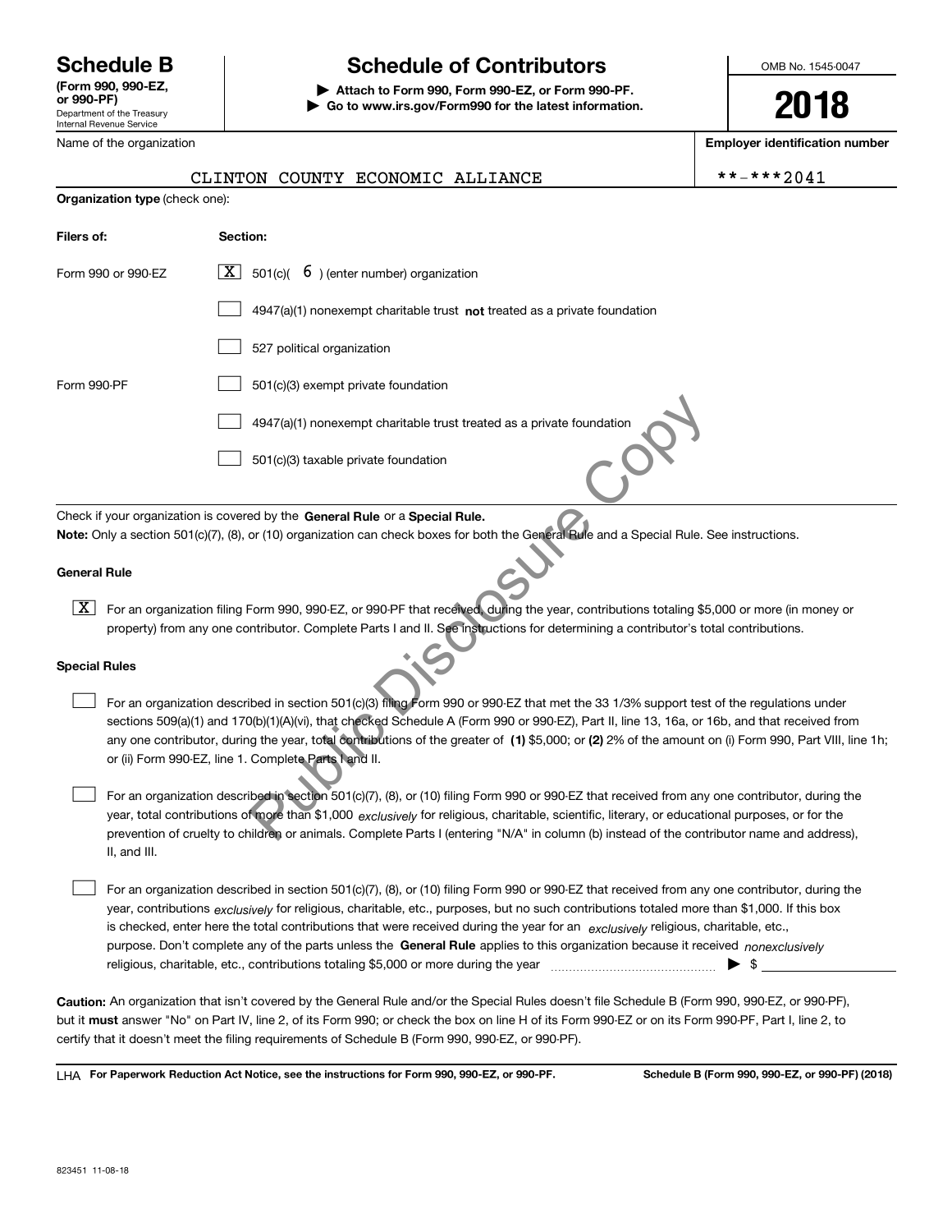**Schedule B**
**(Form 990, 990-EZ, or 990-PF)**
Department of the Treasury
Internal Revenue Service

# Schedule of Contributors

▶ **Attach to Form 990, Form 990-EZ, or Form 990-PF.**
▶ **Go to www.irs.gov/Form990 for the latest information.**

OMB No. 1545-0047

**2018**

Name of the organization: CLINTON COUNTY ECONOMIC ALLIANCE

**Employer identification number**: **-***2041

**Organization type** (check one):

| **Filers of:** | **Section:** |
|---|---|
| Form 990 or 990-EZ | [X] 501(c)( 6 ) (enter number) organization |
| | [ ] 4947(a)(1) nonexempt charitable trust **not** treated as a private foundation |
| | [ ] 527 political organization |
| Form 990-PF | [ ] 501(c)(3) exempt private foundation |
| | [ ] 4947(a)(1) nonexempt charitable trust treated as a private foundation |
| | [ ] 501(c)(3) taxable private foundation |

Check if your organization is covered by the **General Rule** or a **Special Rule.**
**Note:** Only a section 501(c)(7), (8), or (10) organization can check boxes for both the General Rule and a Special Rule. See instructions.

**General Rule**

[X] For an organization filing Form 990, 990-EZ, or 990-PF that received, during the year, contributions totaling $5,000 or more (in money or property) from any one contributor. Complete Parts I and II. See instructions for determining a contributor's total contributions.

**Special Rules**

[ ] For an organization described in section 501(c)(3) filing Form 990 or 990-EZ that met the 33 1/3% support test of the regulations under sections 509(a)(1) and 170(b)(1)(A)(vi), that checked Schedule A (Form 990 or 990-EZ), Part II, line 13, 16a, or 16b, and that received from any one contributor, during the year, total contributions of the greater of **(1)** $5,000; or **(2)** 2% of the amount on (i) Form 990, Part VIII, line 1h; or (ii) Form 990-EZ, line 1. Complete Parts I and II.

[ ] For an organization described in section 501(c)(7), (8), or (10) filing Form 990 or 990-EZ that received from any one contributor, during the year, total contributions of more than $1,000 *exclusively* for religious, charitable, scientific, literary, or educational purposes, or for the prevention of cruelty to children or animals. Complete Parts I (entering "N/A" in column (b) instead of the contributor name and address), II, and III.

[ ] For an organization described in section 501(c)(7), (8), or (10) filing Form 990 or 990-EZ that received from any one contributor, during the year, contributions *exclusively* for religious, charitable, etc., purposes, but no such contributions totaled more than $1,000. If this box is checked, enter here the total contributions that were received during the year for an *exclusively* religious, charitable, etc., purpose. Don't complete any of the parts unless the **General Rule** applies to this organization because it received *nonexclusively* religious, charitable, etc., contributions totaling $5,000 or more during the year ▶ $ ________

**Caution:** An organization that isn't covered by the General Rule and/or the Special Rules doesn't file Schedule B (Form 990, 990-EZ, or 990-PF), but it **must** answer "No" on Part IV, line 2, of its Form 990; or check the box on line H of its Form 990-EZ or on its Form 990-PF, Part I, line 2, to certify that it doesn't meet the filing requirements of Schedule B (Form 990, 990-EZ, or 990-PF).

LHA **For Paperwork Reduction Act Notice, see the instructions for Form 990, 990-EZ, or 990-PF.** **Schedule B (Form 990, 990-EZ, or 990-PF) (2018)**

823451 11-08-18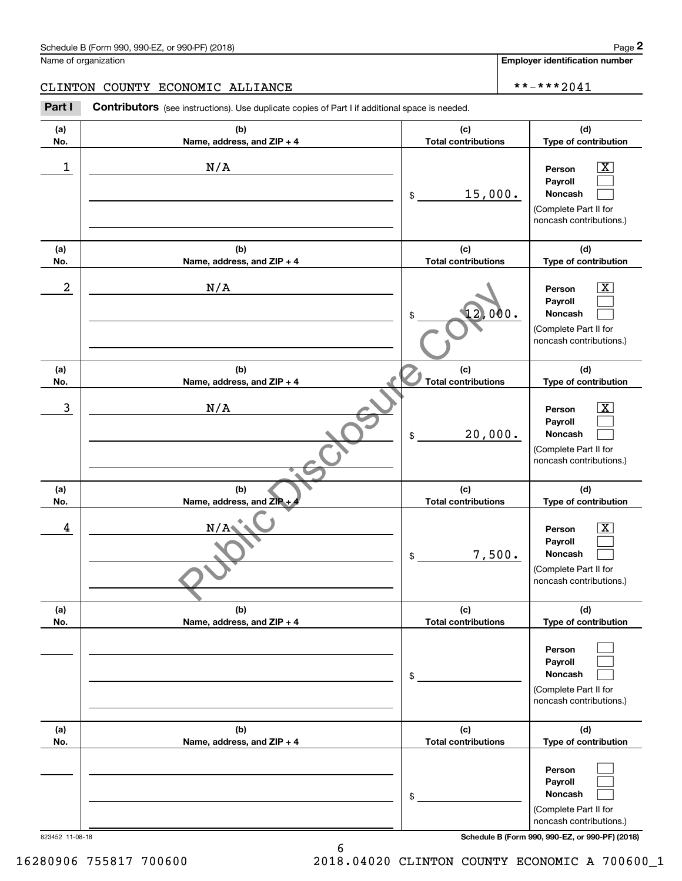Schedule B (Form 990, 990-EZ, or 990-PF) (2018)

Name of organization: CLINTON COUNTY ECONOMIC ALLIANCE

Employer identification number: **-***2041

**Part I** **Contributors** (see instructions). Use duplicate copies of Part I if additional space is needed.

| (a) No. | (b) Name, address, and ZIP + 4 | (c) Total contributions | (d) Type of contribution |
|---|---|---|---|
| 1 | N/A | $ 15,000. | Person [X] Payroll [ ] Noncash [ ] (Complete Part II for noncash contributions.) |
| 2 | N/A | $ 12,000. | Person [X] Payroll [ ] Noncash [ ] (Complete Part II for noncash contributions.) |
| 3 | N/A | $ 20,000. | Person [X] Payroll [ ] Noncash [ ] (Complete Part II for noncash contributions.) |
| 4 | N/A | $ 7,500. | Person [X] Payroll [ ] Noncash [ ] (Complete Part II for noncash contributions.) |
| | | $ | Person [ ] Payroll [ ] Noncash [ ] (Complete Part II for noncash contributions.) |
| | | $ | Person [ ] Payroll [ ] Noncash [ ] (Complete Part II for noncash contributions.) |

823452 11-08-18

Schedule B (Form 990, 990-EZ, or 990-PF) (2018)

16280906 755817 700600 2018.04020 CLINTON COUNTY ECONOMIC A 700600_1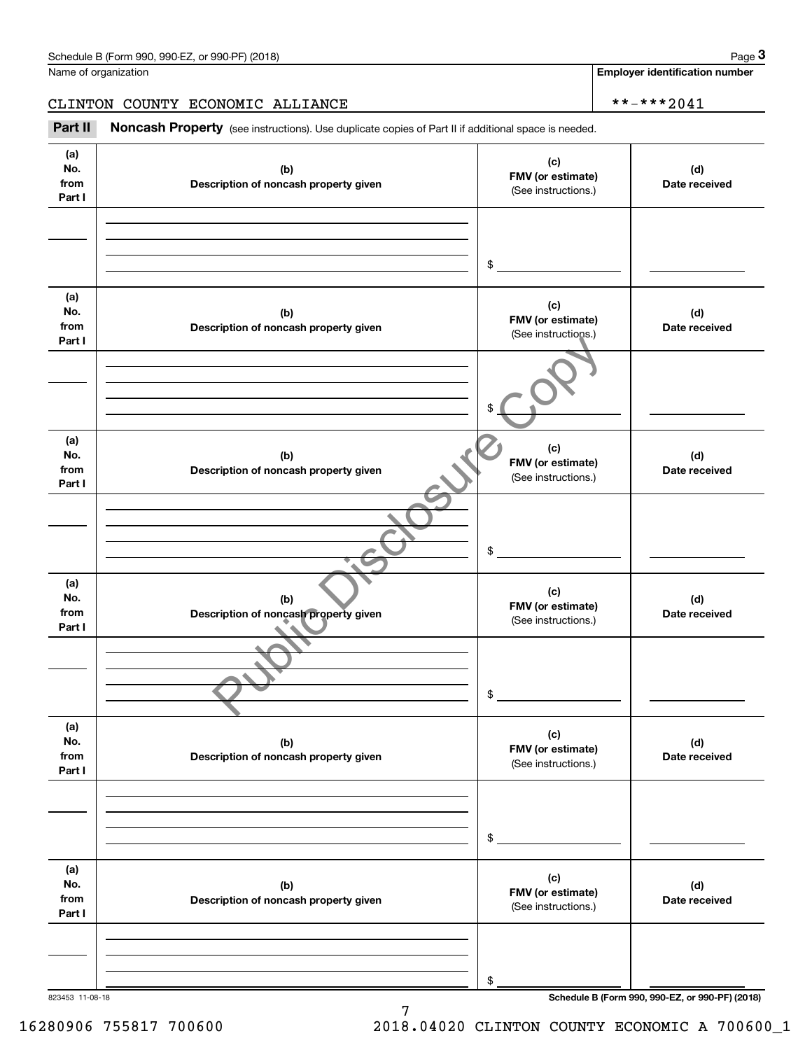Name of organization

CLINTON COUNTY ECONOMIC ALLIANCE

**Employer identification number**

**-***2041

**Part II** **Noncash Property** (see instructions). Use duplicate copies of Part II if additional space is needed.

| (a) No. from Part I | (b) Description of noncash property given | (c) FMV (or estimate) (See instructions.) | (d) Date received |
|---|---|---|---|
| | | $ | |

| (a) No. from Part I | (b) Description of noncash property given | (c) FMV (or estimate) (See instructions.) | (d) Date received |
|---|---|---|---|
| | | $ | |

| (a) No. from Part I | (b) Description of noncash property given | (c) FMV (or estimate) (See instructions.) | (d) Date received |
|---|---|---|---|
| | | $ | |

| (a) No. from Part I | (b) Description of noncash property given | (c) FMV (or estimate) (See instructions.) | (d) Date received |
|---|---|---|---|
| | | $ | |

| (a) No. from Part I | (b) Description of noncash property given | (c) FMV (or estimate) (See instructions.) | (d) Date received |
|---|---|---|---|
| | | $ | |

| (a) No. from Part I | (b) Description of noncash property given | (c) FMV (or estimate) (See instructions.) | (d) Date received |
|---|---|---|---|
| | | $ | |

Public Disclosure Copy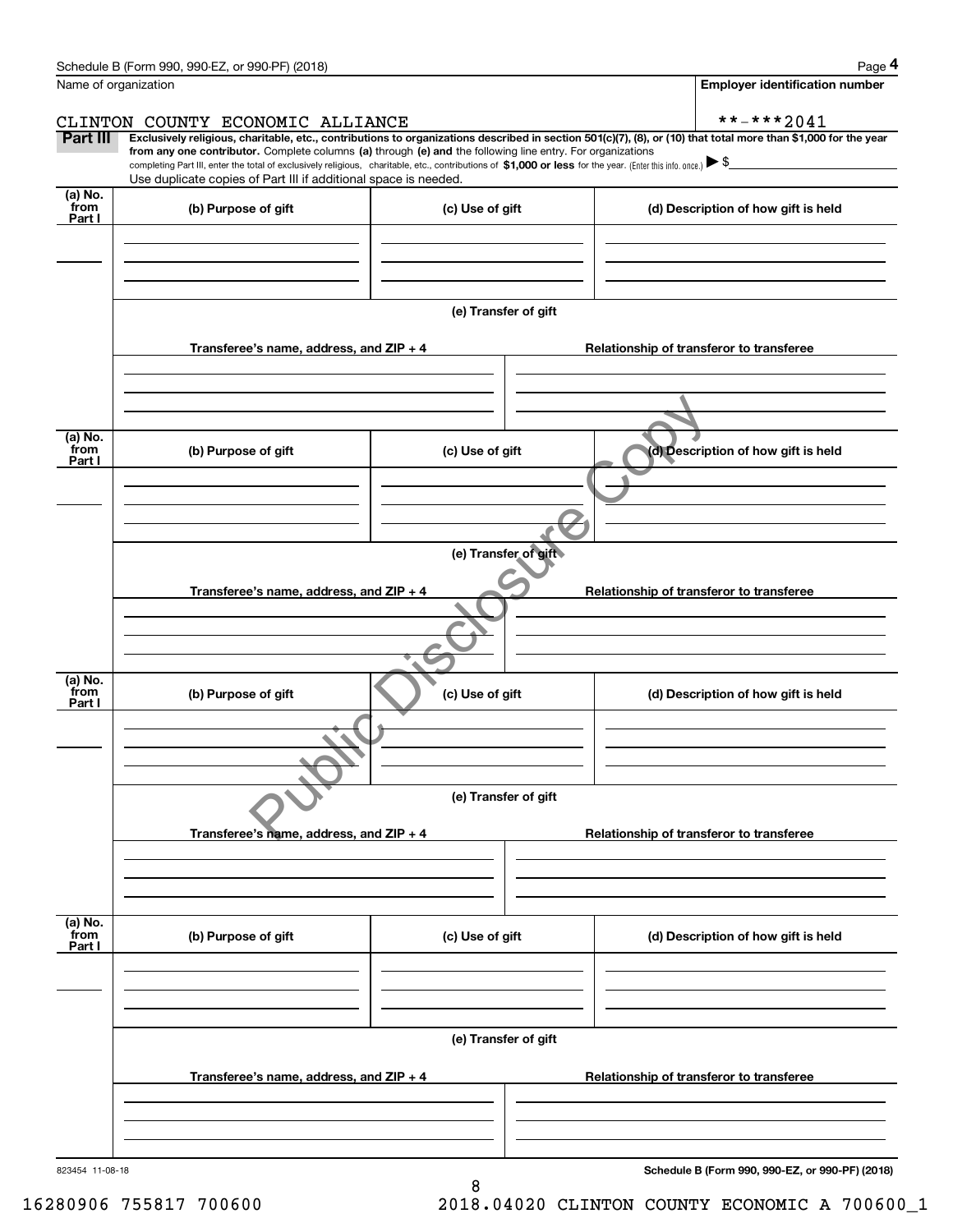Schedule B (Form 990, 990-EZ, or 990-PF) (2018)

Name of organization: CLINTON COUNTY ECONOMIC ALLIANCE

Employer identification number: **-***2041

**Part III** **Exclusively religious, charitable, etc., contributions to organizations described in section 501(c)(7), (8), or (10) that total more than $1,000 for the year from any one contributor.** Complete columns **(a)** through **(e) and** the following line entry. For organizations completing Part III, enter the total of exclusively religious, charitable, etc., contributions of **$1,000 or less** for the year. (Enter this info. once.) ▶ $

Use duplicate copies of Part III if additional space is needed.

| (a) No. from Part I | (b) Purpose of gift | (c) Use of gift | (d) Description of how gift is held |
|---|---|---|---|
| | | | |

**(e) Transfer of gift**

| Transferee's name, address, and ZIP + 4 | Relationship of transferor to transferee |
|---|---|
| | |

| (a) No. from Part I | (b) Purpose of gift | (c) Use of gift | (d) Description of how gift is held |
|---|---|---|---|
| | | | |

**(e) Transfer of gift**

| Transferee's name, address, and ZIP + 4 | Relationship of transferor to transferee |
|---|---|
| | |

| (a) No. from Part I | (b) Purpose of gift | (c) Use of gift | (d) Description of how gift is held |
|---|---|---|---|
| | | | |

**(e) Transfer of gift**

| Transferee's name, address, and ZIP + 4 | Relationship of transferor to transferee |
|---|---|
| | |

| (a) No. from Part I | (b) Purpose of gift | (c) Use of gift | (d) Description of how gift is held |
|---|---|---|---|
| | | | |

**(e) Transfer of gift**

| Transferee's name, address, and ZIP + 4 | Relationship of transferor to transferee |
|---|---|
| | |

823454 11-08-18

**Schedule B (Form 990, 990-EZ, or 990-PF) (2018)**

16280906 755817 700600 2018.04020 CLINTON COUNTY ECONOMIC A 700600_1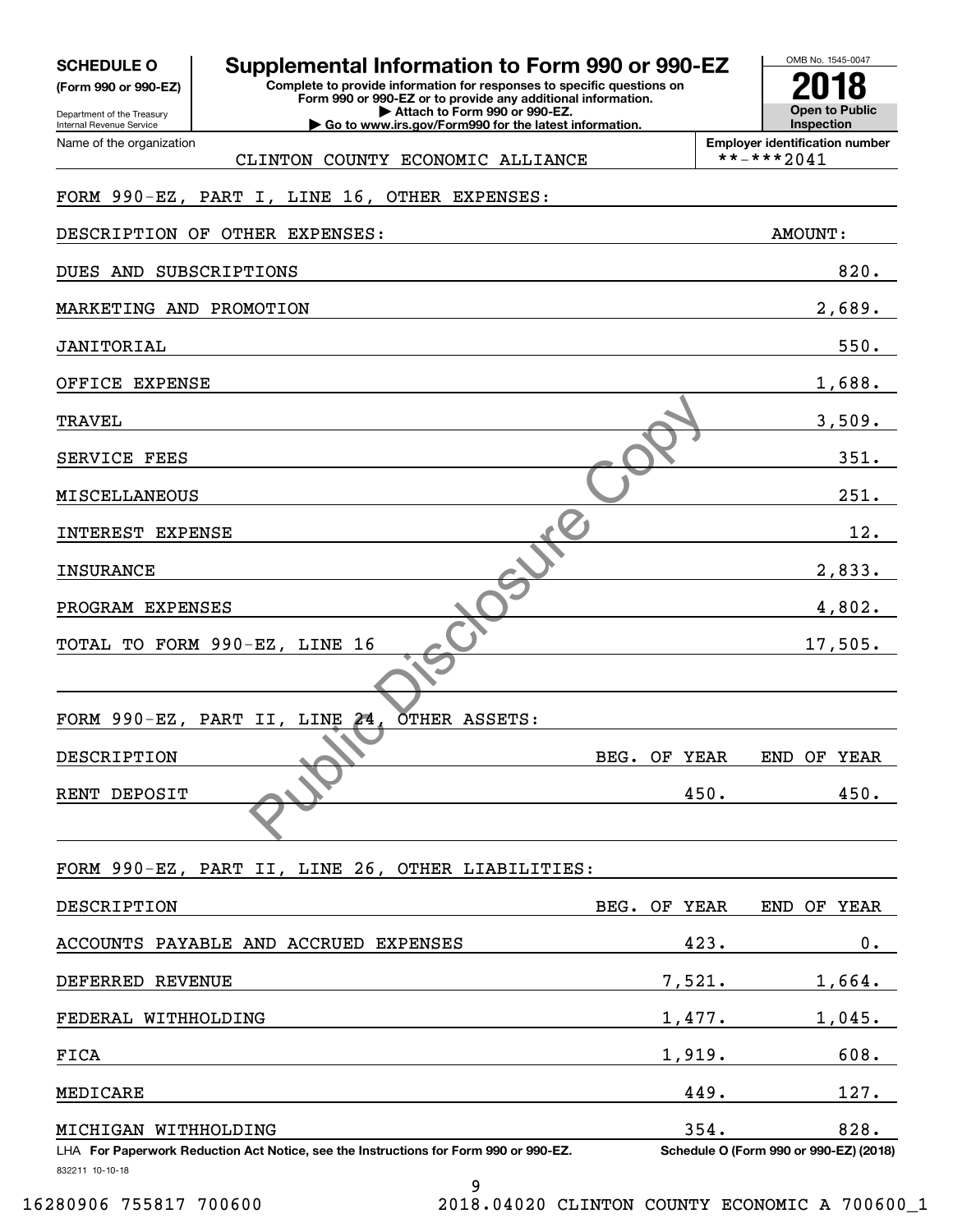**SCHEDULE O** (Form 990 or 990-EZ)

Department of the Treasury
Internal Revenue Service

# Supplemental Information to Form 990 or 990-EZ

**Complete to provide information for responses to specific questions on Form 990 or 990-EZ or to provide any additional information.**
**▶ Attach to Form 990 or 990-EZ.**
**▶ Go to www.irs.gov/Form990 for the latest information.**

OMB No. 1545-0047

**2018**

**Open to Public Inspection**

Name of the organization: CLINTON COUNTY ECONOMIC ALLIANCE

Employer identification number: **-***2041

FORM 990-EZ, PART I, LINE 16, OTHER EXPENSES:

| DESCRIPTION OF OTHER EXPENSES: | AMOUNT: |
|---|---|
| DUES AND SUBSCRIPTIONS | 820. |
| MARKETING AND PROMOTION | 2,689. |
| JANITORIAL | 550. |
| OFFICE EXPENSE | 1,688. |
| TRAVEL | 3,509. |
| SERVICE FEES | 351. |
| MISCELLANEOUS | 251. |
| INTEREST EXPENSE | 12. |
| INSURANCE | 2,833. |
| PROGRAM EXPENSES | 4,802. |
| TOTAL TO FORM 990-EZ, LINE 16 | 17,505. |

FORM 990-EZ, PART II, LINE 24, OTHER ASSETS:

| DESCRIPTION | BEG. OF YEAR | END OF YEAR |
|---|---|---|
| RENT DEPOSIT | 450. | 450. |

FORM 990-EZ, PART II, LINE 26, OTHER LIABILITIES:

| DESCRIPTION | BEG. OF YEAR | END OF YEAR |
|---|---|---|
| ACCOUNTS PAYABLE AND ACCRUED EXPENSES | 423. | 0. |
| DEFERRED REVENUE | 7,521. | 1,664. |
| FEDERAL WITHHOLDING | 1,477. | 1,045. |
| FICA | 1,919. | 608. |
| MEDICARE | 449. | 127. |
| MICHIGAN WITHHOLDING | 354. | 828. |

LHA **For Paperwork Reduction Act Notice, see the Instructions for Form 990 or 990-EZ.** **Schedule O (Form 990 or 990-EZ) (2018)**

832211 10-10-18

16280906 755817 700600 2018.04020 CLINTON COUNTY ECONOMIC A 700600_1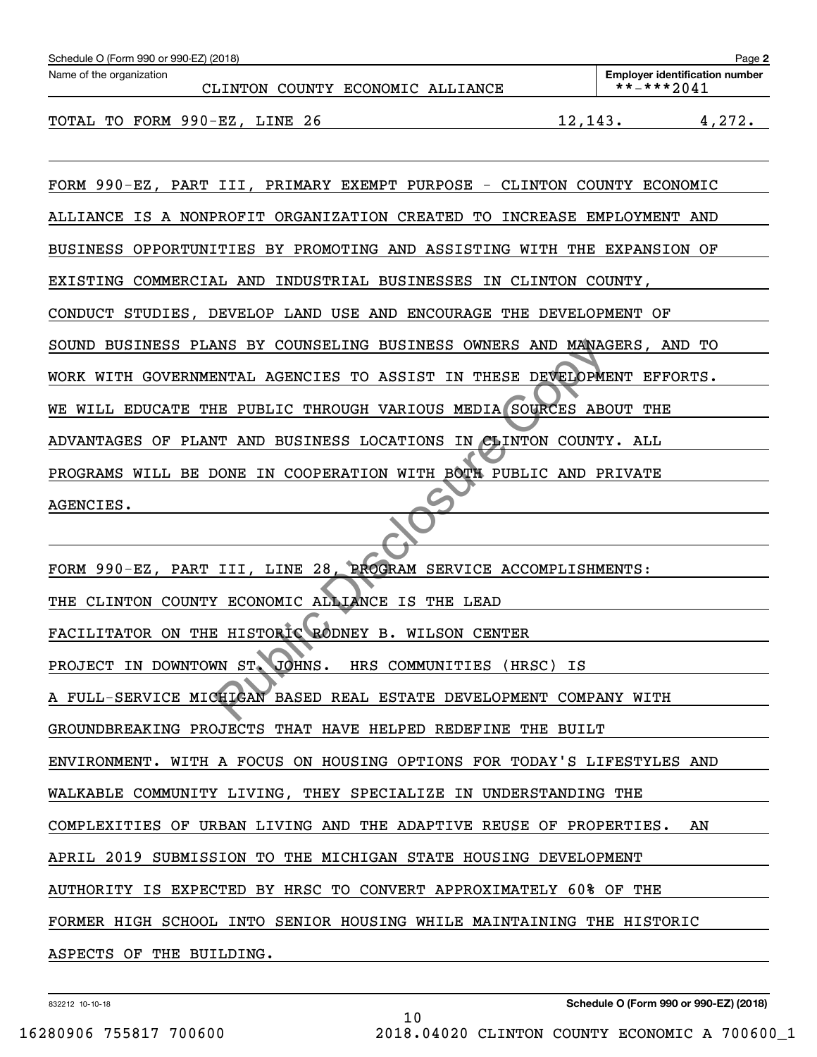Schedule O (Form 990 or 990-EZ) (2018)

Name of the organization: CLINTON COUNTY ECONOMIC ALLIANCE

Employer identification number: **-***2041

| TOTAL TO FORM 990-EZ, LINE 26 | 12,143. | 4,272. |
|---|---|---|

FORM 990-EZ, PART III, PRIMARY EXEMPT PURPOSE - CLINTON COUNTY ECONOMIC ALLIANCE IS A NONPROFIT ORGANIZATION CREATED TO INCREASE EMPLOYMENT AND BUSINESS OPPORTUNITIES BY PROMOTING AND ASSISTING WITH THE EXPANSION OF EXISTING COMMERCIAL AND INDUSTRIAL BUSINESSES IN CLINTON COUNTY, CONDUCT STUDIES, DEVELOP LAND USE AND ENCOURAGE THE DEVELOPMENT OF SOUND BUSINESS PLANS BY COUNSELING BUSINESS OWNERS AND MANAGERS, AND TO WORK WITH GOVERNMENTAL AGENCIES TO ASSIST IN THESE DEVELOPMENT EFFORTS. WE WILL EDUCATE THE PUBLIC THROUGH VARIOUS MEDIA SOURCES ABOUT THE ADVANTAGES OF PLANT AND BUSINESS LOCATIONS IN CLINTON COUNTY. ALL PROGRAMS WILL BE DONE IN COOPERATION WITH BOTH PUBLIC AND PRIVATE AGENCIES.

FORM 990-EZ, PART III, LINE 28, PROGRAM SERVICE ACCOMPLISHMENTS:

THE CLINTON COUNTY ECONOMIC ALLIANCE IS THE LEAD FACILITATOR ON THE HISTORIC RODNEY B. WILSON CENTER PROJECT IN DOWNTOWN ST. JOHNS. HRS COMMUNITIES (HRSC) IS A FULL-SERVICE MICHIGAN BASED REAL ESTATE DEVELOPMENT COMPANY WITH GROUNDBREAKING PROJECTS THAT HAVE HELPED REDEFINE THE BUILT ENVIRONMENT. WITH A FOCUS ON HOUSING OPTIONS FOR TODAY'S LIFESTYLES AND WALKABLE COMMUNITY LIVING, THEY SPECIALIZE IN UNDERSTANDING THE COMPLEXITIES OF URBAN LIVING AND THE ADAPTIVE REUSE OF PROPERTIES. AN APRIL 2019 SUBMISSION TO THE MICHIGAN STATE HOUSING DEVELOPMENT AUTHORITY IS EXPECTED BY HRSC TO CONVERT APPROXIMATELY 60% OF THE FORMER HIGH SCHOOL INTO SENIOR HOUSING WHILE MAINTAINING THE HISTORIC ASPECTS OF THE BUILDING.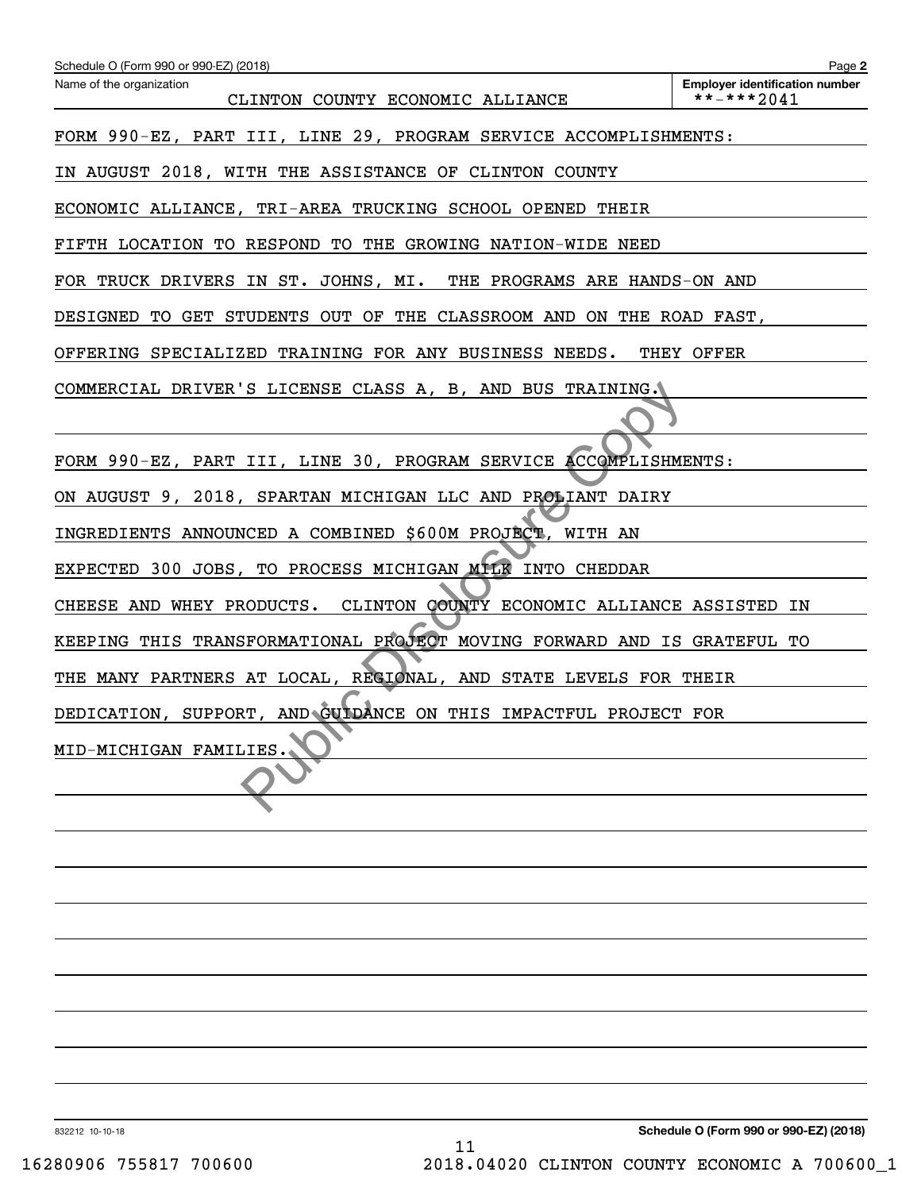Schedule O (Form 990 or 990-EZ) (2018)

Name of the organization: CLINTON COUNTY ECONOMIC ALLIANCE

Employer identification number: **-***2041

FORM 990-EZ, PART III, LINE 29, PROGRAM SERVICE ACCOMPLISHMENTS:

IN AUGUST 2018, WITH THE ASSISTANCE OF CLINTON COUNTY ECONOMIC ALLIANCE, TRI-AREA TRUCKING SCHOOL OPENED THEIR FIFTH LOCATION TO RESPOND TO THE GROWING NATION-WIDE NEED FOR TRUCK DRIVERS IN ST. JOHNS, MI. THE PROGRAMS ARE HANDS-ON AND DESIGNED TO GET STUDENTS OUT OF THE CLASSROOM AND ON THE ROAD FAST, OFFERING SPECIALIZED TRAINING FOR ANY BUSINESS NEEDS. THEY OFFER COMMERCIAL DRIVER'S LICENSE CLASS A, B, AND BUS TRAINING.

FORM 990-EZ, PART III, LINE 30, PROGRAM SERVICE ACCOMPLISHMENTS:

ON AUGUST 9, 2018, SPARTAN MICHIGAN LLC AND PROLIANT DAIRY INGREDIENTS ANNOUNCED A COMBINED $600M PROJECT, WITH AN EXPECTED 300 JOBS, TO PROCESS MICHIGAN MILK INTO CHEDDAR CHEESE AND WHEY PRODUCTS. CLINTON COUNTY ECONOMIC ALLIANCE ASSISTED IN KEEPING THIS TRANSFORMATIONAL PROJECT MOVING FORWARD AND IS GRATEFUL TO THE MANY PARTNERS AT LOCAL, REGIONAL, AND STATE LEVELS FOR THEIR DEDICATION, SUPPORT, AND GUIDANCE ON THIS IMPACTFUL PROJECT FOR MID-MICHIGAN FAMILIES.

Public Disclosure Copy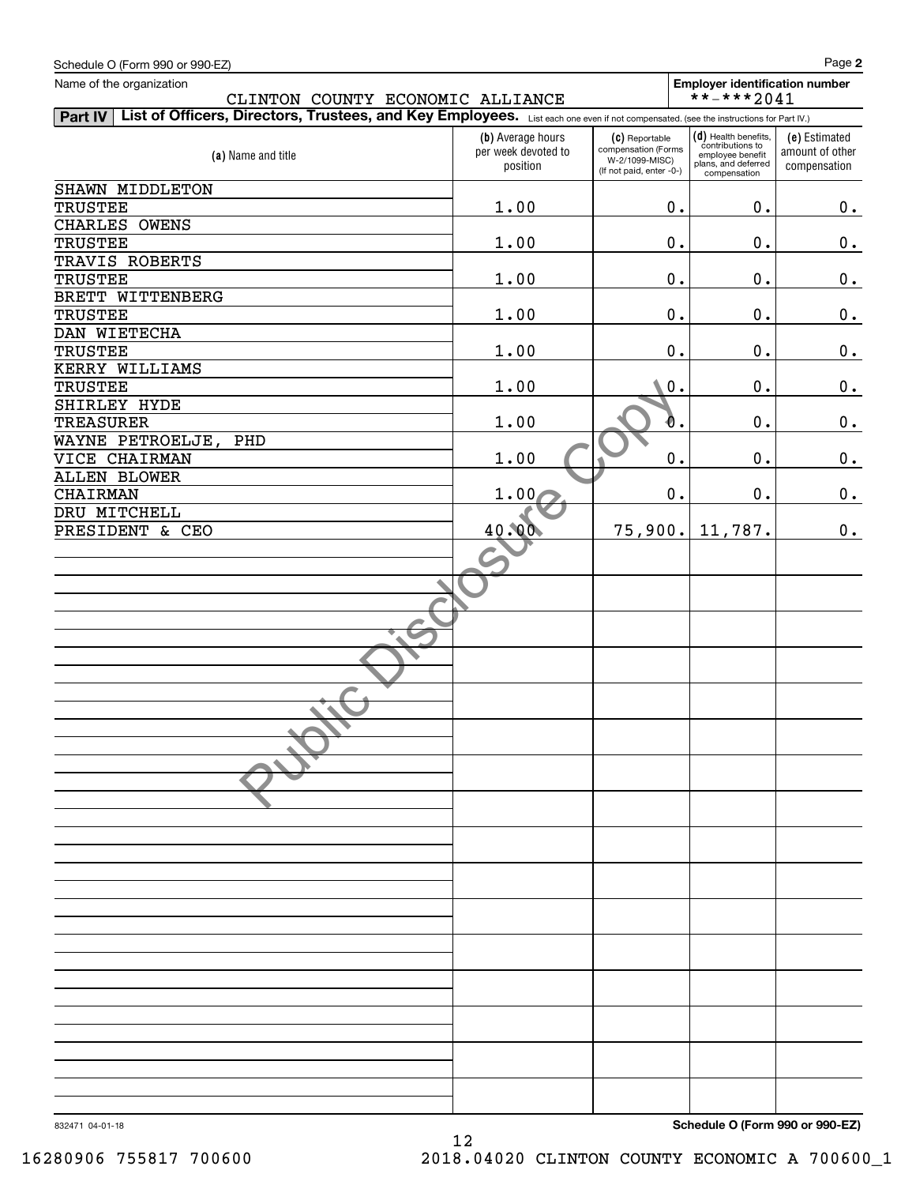Schedule O (Form 990 or 990-EZ)

Name of the organization: CLINTON COUNTY ECONOMIC ALLIANCE

Employer identification number: **-***2041

## Part IV List of Officers, Directors, Trustees, and Key Employees. 

List each one even if not compensated. (see the instructions for Part IV.)

| (a) Name and title | (b) Average hours per week devoted to position | (c) Reportable compensation (Forms W-2/1099-MISC) (If not paid, enter -0-) | (d) Health benefits, contributions to employee benefit plans, and deferred compensation | (e) Estimated amount of other compensation |
|---|---|---|---|---|
| SHAWN MIDDLETON<br>TRUSTEE | 1.00 | 0. | 0. | 0. |
| CHARLES OWENS<br>TRUSTEE | 1.00 | 0. | 0. | 0. |
| TRAVIS ROBERTS<br>TRUSTEE | 1.00 | 0. | 0. | 0. |
| BRETT WITTENBERG<br>TRUSTEE | 1.00 | 0. | 0. | 0. |
| DAN WIETECHA<br>TRUSTEE | 1.00 | 0. | 0. | 0. |
| KERRY WILLIAMS<br>TRUSTEE | 1.00 | 0. | 0. | 0. |
| SHIRLEY HYDE<br>TREASURER | 1.00 | 0. | 0. | 0. |
| WAYNE PETROELJE, PHD<br>VICE CHAIRMAN | 1.00 | 0. | 0. | 0. |
| ALLEN BLOWER<br>CHAIRMAN | 1.00 | 0. | 0. | 0. |
| DRU MITCHELL<br>PRESIDENT & CEO | 40.00 | 75,900. | 11,787. | 0. |

832471 04-01-18

Schedule O (Form 990 or 990-EZ)

16280906 755817 700600 2018.04020 CLINTON COUNTY ECONOMIC A 700600_1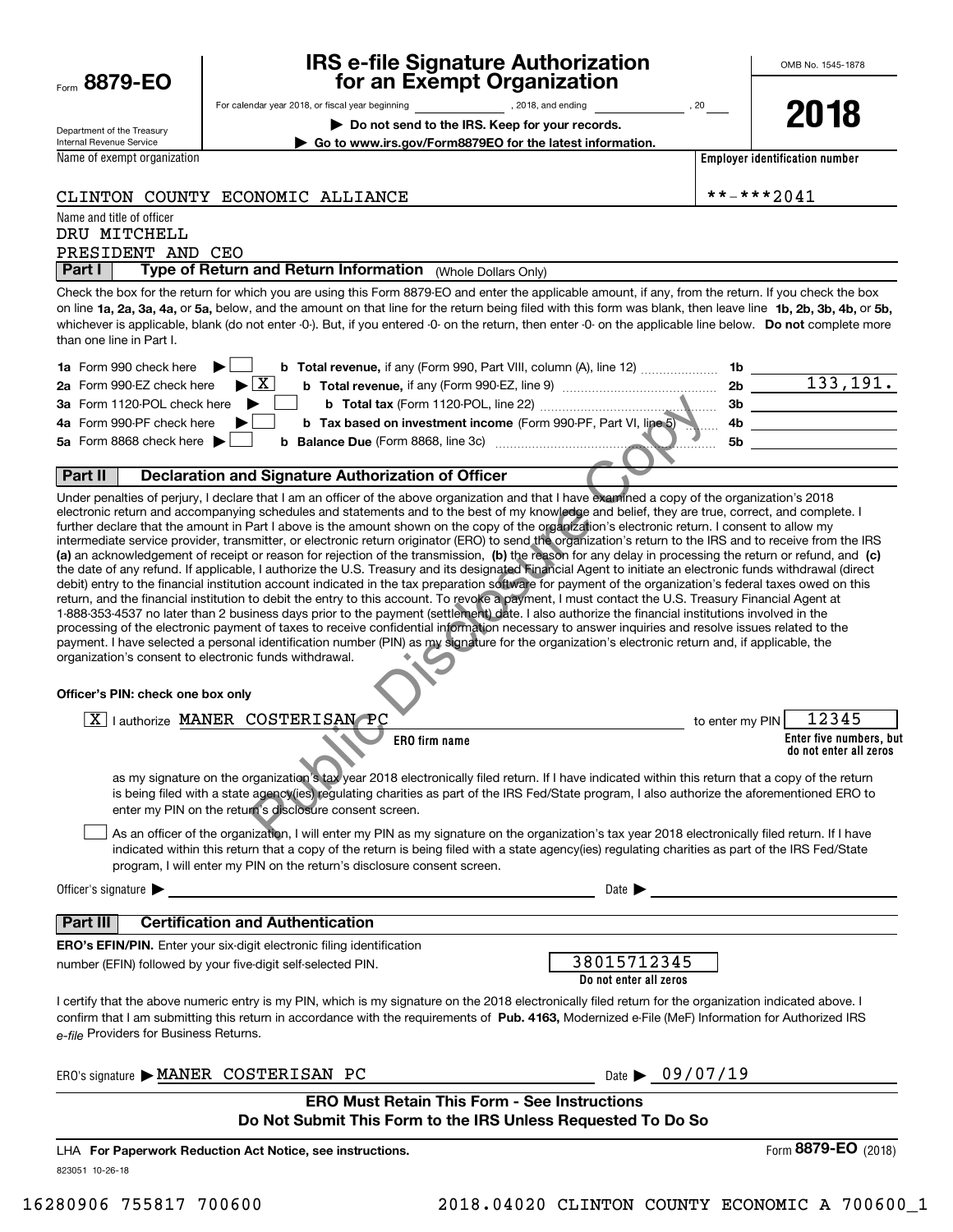Form **8879-EO**

Department of the Treasury
Internal Revenue Service

# IRS e-file Signature Authorization for an Exempt Organization

For calendar year 2018, or fiscal year beginning ______________, 2018, and ending ______________, 20____

▶ **Do not send to the IRS. Keep for your records.**

▶ **Go to www.irs.gov/Form8879EO for the latest information.**

OMB No. 1545-1878

**2018**

Name of exempt organization: CLINTON COUNTY ECONOMIC ALLIANCE

**Employer identification number**: **-***2041

Name and title of officer:
DRU MITCHELL
PRESIDENT AND CEO

## Part I Type of Return and Return Information (Whole Dollars Only)

Check the box for the return for which you are using this Form 8879-EO and enter the applicable amount, if any, from the return. If you check the box on line **1a, 2a, 3a, 4a,** or **5a,** below, and the amount on that line for the return being filed with this form was blank, then leave line **1b, 2b, 3b, 4b,** or **5b,** whichever is applicable, blank (do not enter -0-). But, if you entered -0- on the return, then enter -0- on the applicable line below. **Do not** complete more than one line in Part I.

| | | | |
|---|---|---|---|
| **1a** Form 990 check here ▶ ☐ | **b Total revenue,** if any (Form 990, Part VIII, column (A), line 12) | 1b | |
| **2a** Form 990-EZ check here ▶ ☒ | **b Total revenue,** if any (Form 990-EZ, line 9) | 2b | 133,191. |
| **3a** Form 1120-POL check here ▶ ☐ | **b Total tax** (Form 1120-POL, line 22) | 3b | |
| **4a** Form 990-PF check here ▶ ☐ | **b Tax based on investment income** (Form 990-PF, Part VI, line 5) | 4b | |
| **5a** Form 8868 check here ▶ ☐ | **b Balance Due** (Form 8868, line 3c) | 5b | |

## Part II Declaration and Signature Authorization of Officer

Under penalties of perjury, I declare that I am an officer of the above organization and that I have examined a copy of the organization's 2018 electronic return and accompanying schedules and statements and to the best of my knowledge and belief, they are true, correct, and complete. I further declare that the amount in Part I above is the amount shown on the copy of the organization's electronic return. I consent to allow my intermediate service provider, transmitter, or electronic return originator (ERO) to send the organization's return to the IRS and to receive from the IRS **(a)** an acknowledgement of receipt or reason for rejection of the transmission, **(b)** the reason for any delay in processing the return or refund, and **(c)** the date of any refund. If applicable, I authorize the U.S. Treasury and its designated Financial Agent to initiate an electronic funds withdrawal (direct debit) entry to the financial institution account indicated in the tax preparation software for payment of the organization's federal taxes owed on this return, and the financial institution to debit the entry to this account. To revoke a payment, I must contact the U.S. Treasury Financial Agent at 1-888-353-4537 no later than 2 business days prior to the payment (settlement) date. I also authorize the financial institutions involved in the processing of the electronic payment of taxes to receive confidential information necessary to answer inquiries and resolve issues related to the payment. I have selected a personal identification number (PIN) as my signature for the organization's electronic return and, if applicable, the organization's consent to electronic funds withdrawal.

**Officer's PIN: check one box only**

☒ I authorize MANER COSTERISAN PC (**ERO firm name**) to enter my PIN 12345 (**Enter five numbers, but do not enter all zeros**)

as my signature on the organization's tax year 2018 electronically filed return. If I have indicated within this return that a copy of the return is being filed with a state agency(ies) regulating charities as part of the IRS Fed/State program, I also authorize the aforementioned ERO to enter my PIN on the return's disclosure consent screen.

☐ As an officer of the organization, I will enter my PIN as my signature on the organization's tax year 2018 electronically filed return. If I have indicated within this return that a copy of the return is being filed with a state agency(ies) regulating charities as part of the IRS Fed/State program, I will enter my PIN on the return's disclosure consent screen.

Officer's signature ▶ ______________________ Date ▶ ______________

## Part III Certification and Authentication

**ERO's EFIN/PIN.** Enter your six-digit electronic filing identification number (EFIN) followed by your five-digit self-selected PIN.

38015712345
**Do not enter all zeros**

I certify that the above numeric entry is my PIN, which is my signature on the 2018 electronically filed return for the organization indicated above. I confirm that I am submitting this return in accordance with the requirements of **Pub. 4163,** Modernized e-File (MeF) Information for Authorized IRS *e-file* Providers for Business Returns.

ERO's signature ▶ MANER COSTERISAN PC Date ▶ 09/07/19

**ERO Must Retain This Form - See Instructions**
**Do Not Submit This Form to the IRS Unless Requested To Do So**

LHA **For Paperwork Reduction Act Notice, see instructions.** Form **8879-EO** (2018)

823051 10-26-18

16280906 755817 700600 2018.04020 CLINTON COUNTY ECONOMIC A 700600_1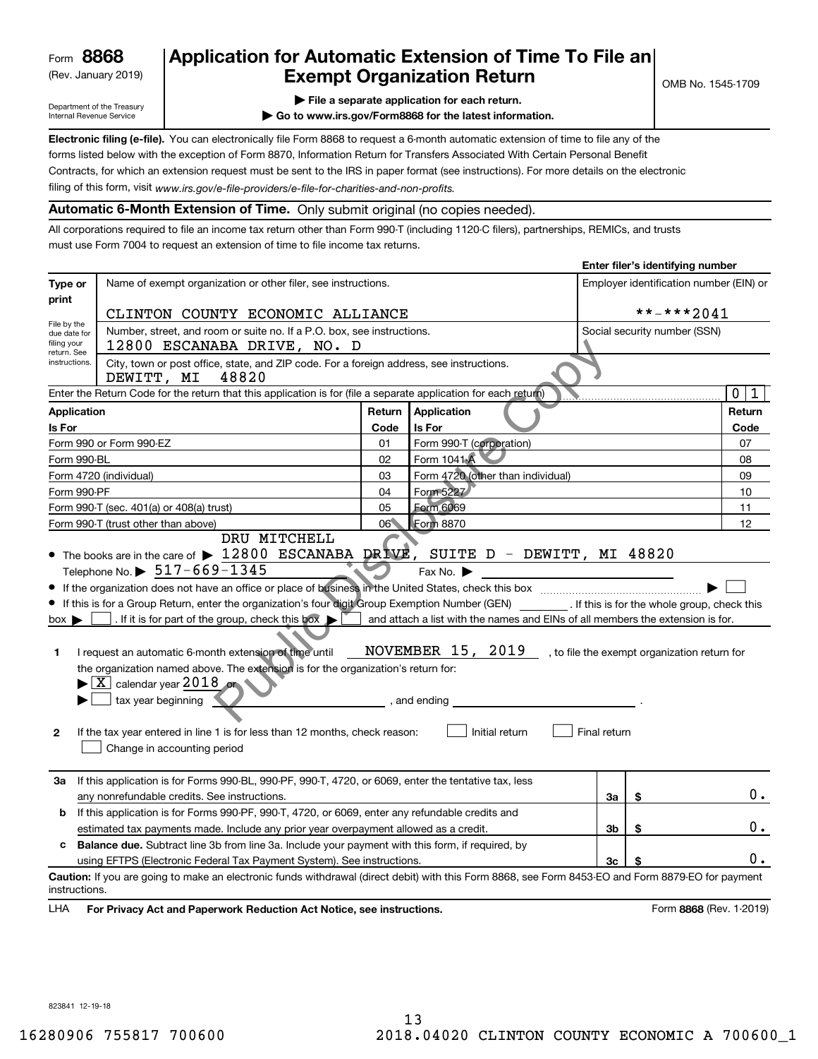Form **8868** (Rev. January 2019)

Department of the Treasury Internal Revenue Service

# Application for Automatic Extension of Time To File an Exempt Organization Return

▶ **File a separate application for each return.**

▶ **Go to www.irs.gov/Form8868 for the latest information.**

OMB No. 1545-1709

**Electronic filing (e-file).** You can electronically file Form 8868 to request a 6-month automatic extension of time to file any of the forms listed below with the exception of Form 8870, Information Return for Transfers Associated With Certain Personal Benefit Contracts, for which an extension request must be sent to the IRS in paper format (see instructions). For more details on the electronic filing of this form, visit *www.irs.gov/e-file-providers/e-file-for-charities-and-non-profits.*

## Automatic 6-Month Extension of Time. Only submit original (no copies needed).

All corporations required to file an income tax return other than Form 990-T (including 1120-C filers), partnerships, REMICs, and trusts must use Form 7004 to request an extension of time to file income tax returns.

| Type or print | | Enter filer's identifying number |
|---|---|---|
| File by the due date for filing your return. See instructions. | Name of exempt organization or other filer, see instructions. CLINTON COUNTY ECONOMIC ALLIANCE | Employer identification number (EIN) or **-***2041 |
| | Number, street, and room or suite no. If a P.O. box, see instructions. 12800 ESCANABA DRIVE, NO. D | Social security number (SSN) |
| | City, town or post office, state, and ZIP code. For a foreign address, see instructions. DEWITT, MI 48820 | |

Enter the Return Code for the return that this application is for (file a separate application for each return) 0 1

| Application Is For | Return Code | Application Is For | Return Code |
|---|---|---|---|
| Form 990 or Form 990-EZ | 01 | Form 990-T (corporation) | 07 |
| Form 990-BL | 02 | Form 1041-A | 08 |
| Form 4720 (individual) | 03 | Form 4720 (other than individual) | 09 |
| Form 990-PF | 04 | Form 5227 | 10 |
| Form 990-T (sec. 401(a) or 408(a) trust) | 05 | Form 6069 | 11 |
| Form 990-T (trust other than above) | 06 | Form 8870 | 12 |

- The books are in the care of ▶ DRU MITCHELL 12800 ESCANABA DRIVE, SUITE D - DEWITT, MI 48820

  Telephone No. ▶ 517-669-1345 Fax No. ▶
- If the organization does not have an office or place of business in the United States, check this box ▶ ☐
- If this is for a Group Return, enter the organization's four digit Group Exemption Number (GEN) ______ . If this is for the whole group, check this box ▶ ☐ . If it is for part of the group, check this box ▶ ☐ and attach a list with the names and EINs of all members the extension is for.

**1** I request an automatic 6-month extension of time until NOVEMBER 15, 2019 , to file the exempt organization return for the organization named above. The extension is for the organization's return for:

▶ ☒ calendar year 2018 or

▶ ☐ tax year beginning ______, and ending ______ .

**2** If the tax year entered in line 1 is for less than 12 months, check reason: ☐ Initial return ☐ Final return ☐ Change in accounting period

| | | | |
|---|---|---|---|
| **3a** | If this application is for Forms 990-BL, 990-PF, 990-T, 4720, or 6069, enter the tentative tax, less any nonrefundable credits. See instructions. | 3a | $ 0. |
| **b** | If this application is for Forms 990-PF, 990-T, 4720, or 6069, enter any refundable credits and estimated tax payments made. Include any prior year overpayment allowed as a credit. | 3b | $ 0. |
| **c** | **Balance due.** Subtract line 3b from line 3a. Include your payment with this form, if required, by using EFTPS (Electronic Federal Tax Payment System). See instructions. | 3c | $ 0. |

**Caution:** If you are going to make an electronic funds withdrawal (direct debit) with this Form 8868, see Form 8453-EO and Form 8879-EO for payment instructions.

LHA **For Privacy Act and Paperwork Reduction Act Notice, see instructions.** Form **8868** (Rev. 1-2019)

823841 12-19-18

16280906 755817 700600 2018.04020 CLINTON COUNTY ECONOMIC A 700600_1